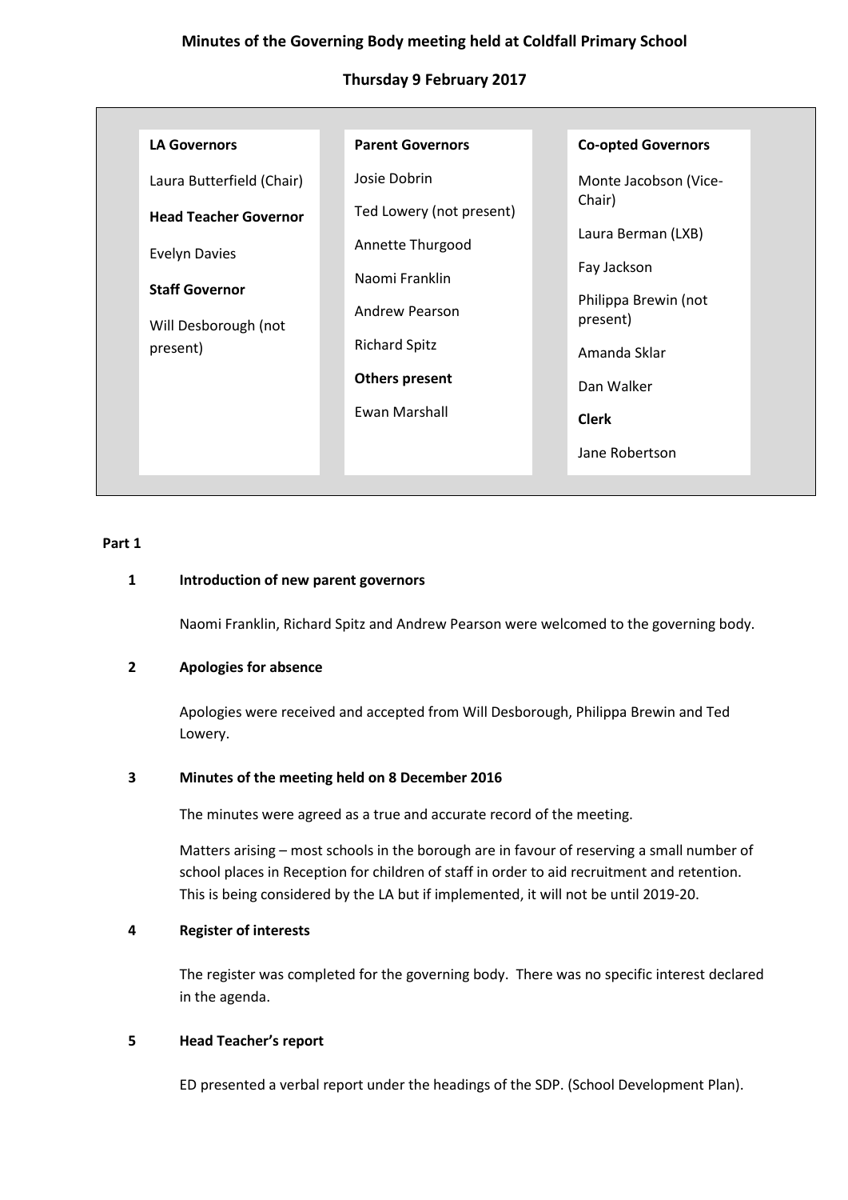# Minutes of the Governing Body meeting held at Coldfall Primary School

## Thursday 9 February 2017

**LA Governors**

Laura Butterfield (Chair)

**Head Teacher Governor**

Evelyn Davies

**Staff Governor**

Will Desborough (not present)

**Parent Governors**

Josie Dobrin

Ted Lowery (not present)

Annette Thurgood

Naomi Franklin

Andrew Pearson

Richard Spitz

**Others present**

Ewan Marshall

**Co-opted Governors**

Monte Jacobson (Vice-Chair)

Laura Berman (LXB)

Fay Jackson

Philippa Brewin (not present)

Amanda Sklar

Dan Walker

**Clerk**

Jane Robertson

**Part 1**

**1 Introduction of new parent governors**

Naomi Franklin, Richard Spitz and Andrew Pearson were welcomed to the governing body.

**2 Apologies for absence**

Apologies were received and accepted from Will Desborough, Philippa Brewin and Ted Lowery.

**3 Minutes of the meeting held on 8 December 2016**

The minutes were agreed as a true and accurate record of the meeting.

Matters arising – most schools in the borough are in favour of reserving a small number of school places in Reception for children of staff in order to aid recruitment and retention. This is being considered by the LA but if implemented, it will not be until 2019-20.

**4 Register of interests**

The register was completed for the governing body. There was no specific interest declared in the agenda.

**5 Head Teacher's report**

ED presented a verbal report under the headings of the SDP. (School Development Plan).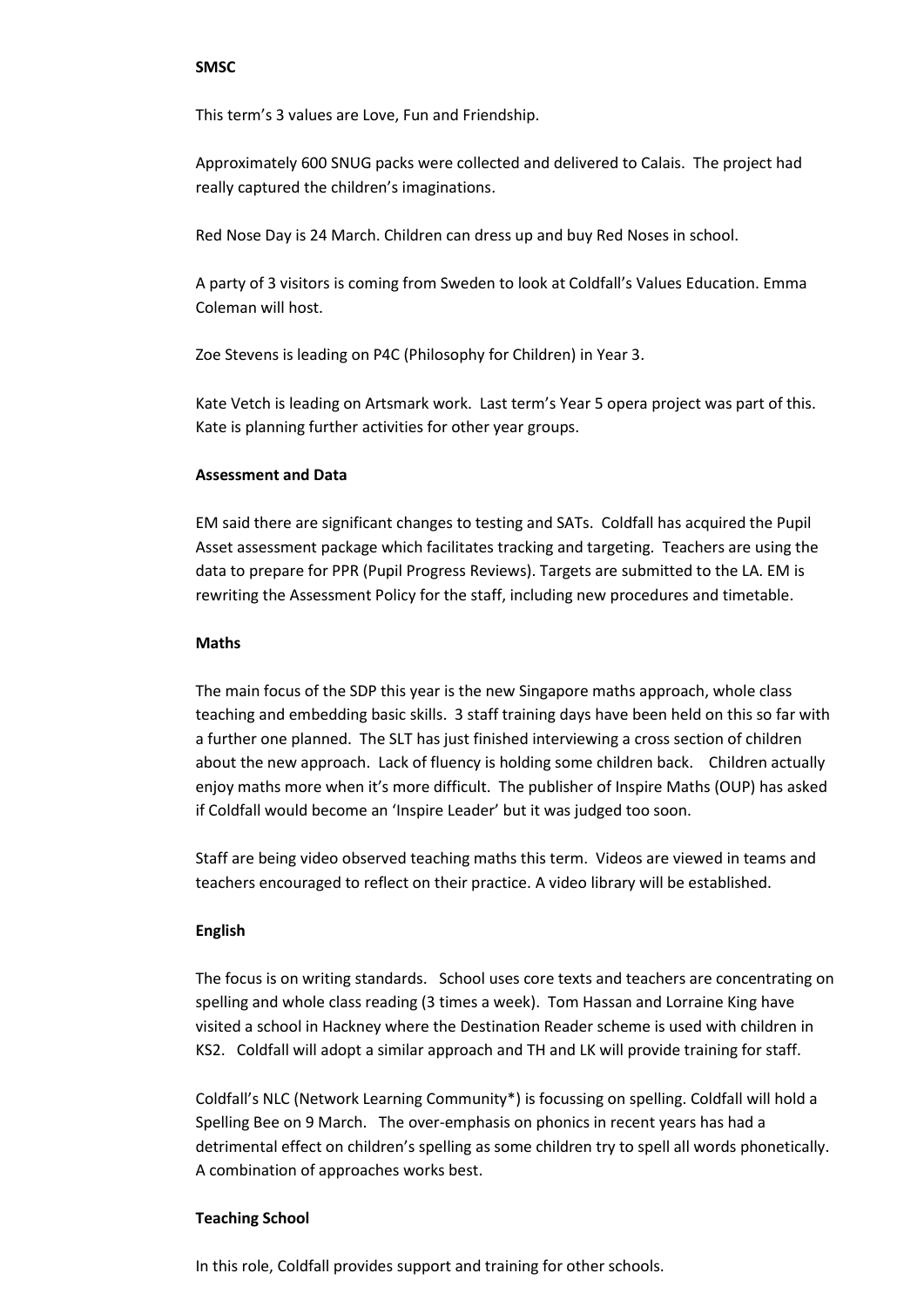**SMSC**

This term's 3 values are Love, Fun and Friendship.

Approximately 600 SNUG packs were collected and delivered to Calais. The project had really captured the children's imaginations.

Red Nose Day is 24 March. Children can dress up and buy Red Noses in school.

A party of 3 visitors is coming from Sweden to look at Coldfall's Values Education. Emma Coleman will host.

Zoe Stevens is leading on P4C (Philosophy for Children) in Year 3.

Kate Vetch is leading on Artsmark work. Last term's Year 5 opera project was part of this. Kate is planning further activities for other year groups.

**Assessment and Data**

EM said there are significant changes to testing and SATs. Coldfall has acquired the Pupil Asset assessment package which facilitates tracking and targeting. Teachers are using the data to prepare for PPR (Pupil Progress Reviews). Targets are submitted to the LA. EM is rewriting the Assessment Policy for the staff, including new procedures and timetable.

**Maths**

The main focus of the SDP this year is the new Singapore maths approach, whole class teaching and embedding basic skills. 3 staff training days have been held on this so far with a further one planned. The SLT has just finished interviewing a cross section of children about the new approach. Lack of fluency is holding some children back. Children actually enjoy maths more when it's more difficult. The publisher of Inspire Maths (OUP) has asked if Coldfall would become an 'Inspire Leader' but it was judged too soon.

Staff are being video observed teaching maths this term. Videos are viewed in teams and teachers encouraged to reflect on their practice. A video library will be established.

**English**

The focus is on writing standards. School uses core texts and teachers are concentrating on spelling and whole class reading (3 times a week). Tom Hassan and Lorraine King have visited a school in Hackney where the Destination Reader scheme is used with children in KS2. Coldfall will adopt a similar approach and TH and LK will provide training for staff.

Coldfall's NLC (Network Learning Community*) is focussing on spelling. Coldfall will hold a Spelling Bee on 9 March. The over-emphasis on phonics in recent years has had a detrimental effect on children's spelling as some children try to spell all words phonetically. A combination of approaches works best.

**Teaching School**

In this role, Coldfall provides support and training for other schools.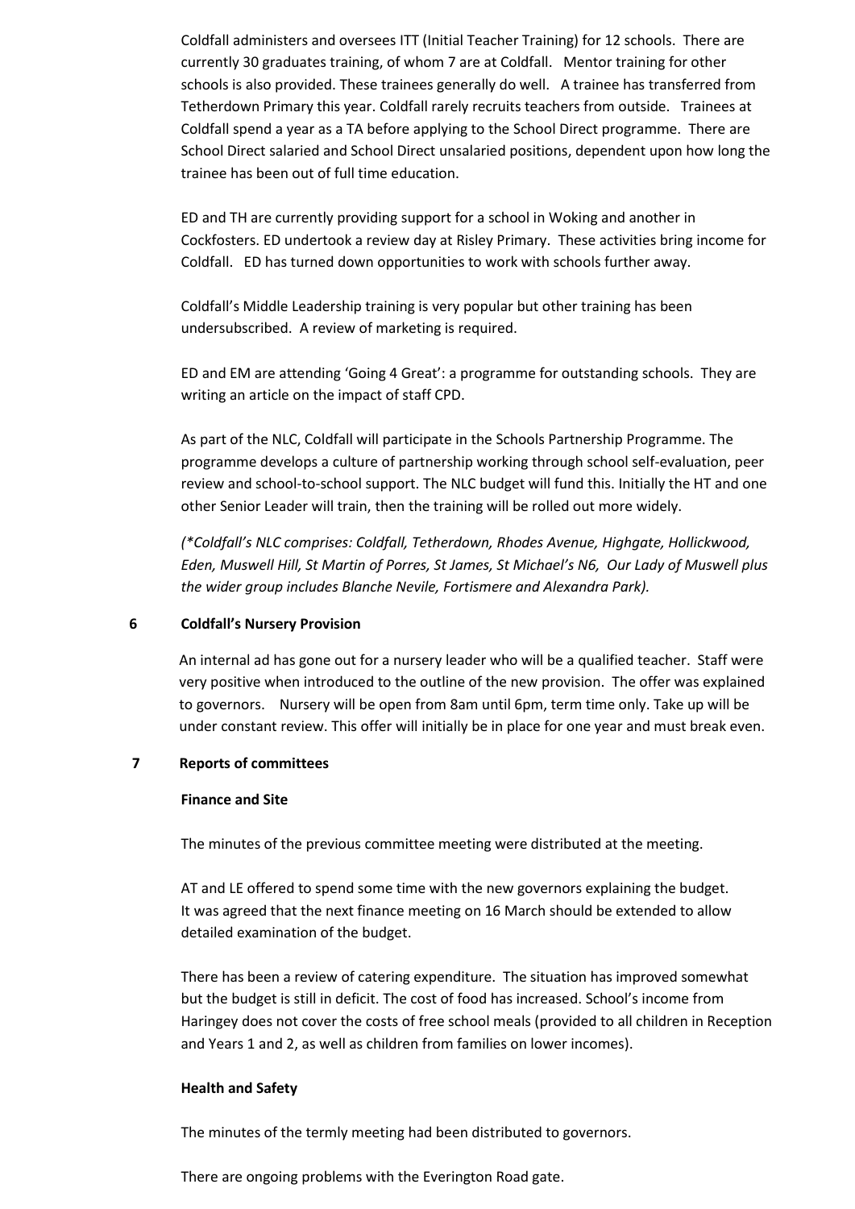Coldfall administers and oversees ITT (Initial Teacher Training) for 12 schools. There are currently 30 graduates training, of whom 7 are at Coldfall. Mentor training for other schools is also provided. These trainees generally do well. A trainee has transferred from Tetherdown Primary this year. Coldfall rarely recruits teachers from outside. Trainees at Coldfall spend a year as a TA before applying to the School Direct programme. There are School Direct salaried and School Direct unsalaried positions, dependent upon how long the trainee has been out of full time education.

ED and TH are currently providing support for a school in Woking and another in Cockfosters. ED undertook a review day at Risley Primary. These activities bring income for Coldfall. ED has turned down opportunities to work with schools further away.

Coldfall's Middle Leadership training is very popular but other training has been undersubscribed. A review of marketing is required.

ED and EM are attending 'Going 4 Great': a programme for outstanding schools. They are writing an article on the impact of staff CPD.

As part of the NLC, Coldfall will participate in the Schools Partnership Programme. The programme develops a culture of partnership working through school self-evaluation, peer review and school-to-school support. The NLC budget will fund this. Initially the HT and one other Senior Leader will train, then the training will be rolled out more widely.

*(\*Coldfall's NLC comprises: Coldfall, Tetherdown, Rhodes Avenue, Highgate, Hollickwood, Eden, Muswell Hill, St Martin of Porres, St James, St Michael's N6, Our Lady of Muswell plus the wider group includes Blanche Nevile, Fortismere and Alexandra Park).*

## 6 Coldfall's Nursery Provision

An internal ad has gone out for a nursery leader who will be a qualified teacher. Staff were very positive when introduced to the outline of the new provision. The offer was explained to governors. Nursery will be open from 8am until 6pm, term time only. Take up will be under constant review. This offer will initially be in place for one year and must break even.

## 7 Reports of committees

**Finance and Site**

The minutes of the previous committee meeting were distributed at the meeting.

AT and LE offered to spend some time with the new governors explaining the budget. It was agreed that the next finance meeting on 16 March should be extended to allow detailed examination of the budget.

There has been a review of catering expenditure. The situation has improved somewhat but the budget is still in deficit. The cost of food has increased. School's income from Haringey does not cover the costs of free school meals (provided to all children in Reception and Years 1 and 2, as well as children from families on lower incomes).

**Health and Safety**

The minutes of the termly meeting had been distributed to governors.

There are ongoing problems with the Everington Road gate.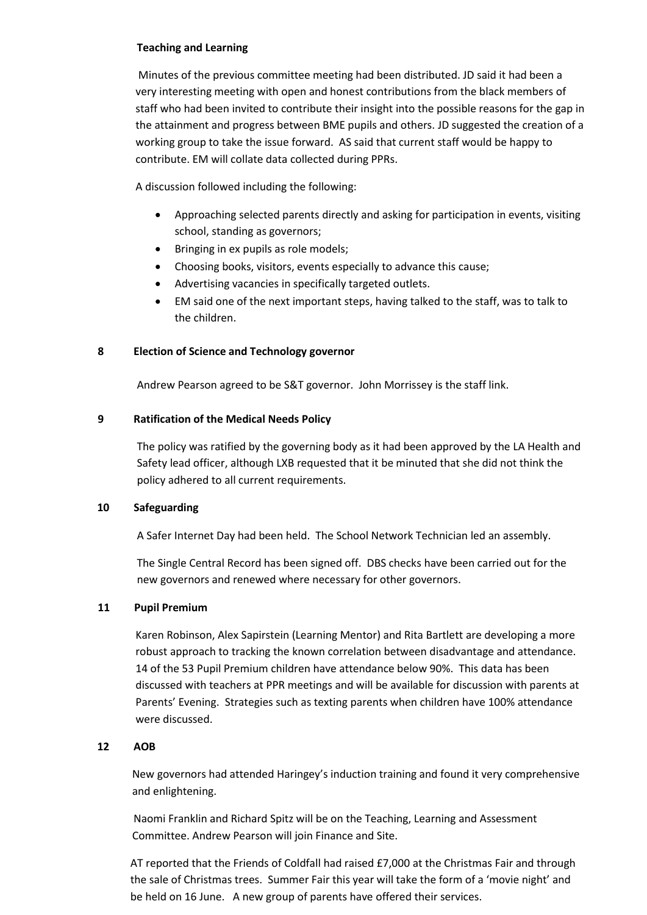**Teaching and Learning**

Minutes of the previous committee meeting had been distributed. JD said it had been a very interesting meeting with open and honest contributions from the black members of staff who had been invited to contribute their insight into the possible reasons for the gap in the attainment and progress between BME pupils and others. JD suggested the creation of a working group to take the issue forward. AS said that current staff would be happy to contribute. EM will collate data collected during PPRs.

A discussion followed including the following:

- Approaching selected parents directly and asking for participation in events, visiting school, standing as governors;
- Bringing in ex pupils as role models;
- Choosing books, visitors, events especially to advance this cause;
- Advertising vacancies in specifically targeted outlets.
- EM said one of the next important steps, having talked to the staff, was to talk to the children.

**8 Election of Science and Technology governor**

Andrew Pearson agreed to be S&T governor. John Morrissey is the staff link.

**9 Ratification of the Medical Needs Policy**

The policy was ratified by the governing body as it had been approved by the LA Health and Safety lead officer, although LXB requested that it be minuted that she did not think the policy adhered to all current requirements.

**10 Safeguarding**

A Safer Internet Day had been held. The School Network Technician led an assembly.

The Single Central Record has been signed off. DBS checks have been carried out for the new governors and renewed where necessary for other governors.

**11 Pupil Premium**

Karen Robinson, Alex Sapirstein (Learning Mentor) and Rita Bartlett are developing a more robust approach to tracking the known correlation between disadvantage and attendance. 14 of the 53 Pupil Premium children have attendance below 90%. This data has been discussed with teachers at PPR meetings and will be available for discussion with parents at Parents' Evening. Strategies such as texting parents when children have 100% attendance were discussed.

**12 AOB**

New governors had attended Haringey's induction training and found it very comprehensive and enlightening.

Naomi Franklin and Richard Spitz will be on the Teaching, Learning and Assessment Committee. Andrew Pearson will join Finance and Site.

AT reported that the Friends of Coldfall had raised £7,000 at the Christmas Fair and through the sale of Christmas trees. Summer Fair this year will take the form of a 'movie night' and be held on 16 June. A new group of parents have offered their services.